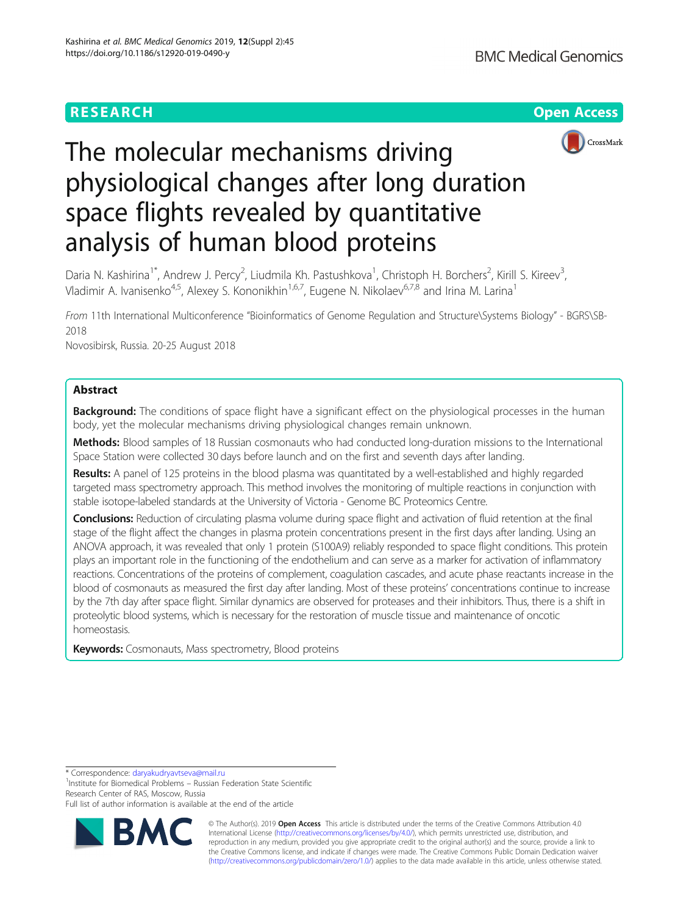RESEARCH

Open Access

# The molecular mechanisms driving physiological changes after long duration space flights revealed by quantitative analysis of human blood proteins

Daria N. Kashirina[1*], Andrew J. Percy[2], Liudmila Kh. Pastushkova[1], Christoph H. Borchers[2], Kirill S. Kireev[3], Vladimir A. Ivanisenko[4,5], Alexey S. Kononikhin[1,6,7], Eugene N. Nikolaev[6,7,8] and Irina M. Larina[1]

*From* 11th International Multiconference "Bioinformatics of Genome Regulation and Structure\Systems Biology" - BGRS\SB-2018
Novosibirsk, Russia. 20-25 August 2018

## Abstract

**Background:** The conditions of space flight have a significant effect on the physiological processes in the human body, yet the molecular mechanisms driving physiological changes remain unknown.

**Methods:** Blood samples of 18 Russian cosmonauts who had conducted long-duration missions to the International Space Station were collected 30 days before launch and on the first and seventh days after landing.

**Results:** A panel of 125 proteins in the blood plasma was quantitated by a well-established and highly regarded targeted mass spectrometry approach. This method involves the monitoring of multiple reactions in conjunction with stable isotope-labeled standards at the University of Victoria - Genome BC Proteomics Centre.

**Conclusions:** Reduction of circulating plasma volume during space flight and activation of fluid retention at the final stage of the flight affect the changes in plasma protein concentrations present in the first days after landing. Using an ANOVA approach, it was revealed that only 1 protein (S100A9) reliably responded to space flight conditions. This protein plays an important role in the functioning of the endothelium and can serve as a marker for activation of inflammatory reactions. Concentrations of the proteins of complement, coagulation cascades, and acute phase reactants increase in the blood of cosmonauts as measured the first day after landing. Most of these proteins' concentrations continue to increase by the 7th day after space flight. Similar dynamics are observed for proteases and their inhibitors. Thus, there is a shift in proteolytic blood systems, which is necessary for the restoration of muscle tissue and maintenance of oncotic homeostasis.

**Keywords:** Cosmonauts, Mass spectrometry, Blood proteins

* Correspondence: daryakudryavtseva@mail.ru
[1]Institute for Biomedical Problems – Russian Federation State Scientific Research Center of RAS, Moscow, Russia
Full list of author information is available at the end of the article

© The Author(s). 2019 **Open Access** This article is distributed under the terms of the Creative Commons Attribution 4.0 International License (http://creativecommons.org/licenses/by/4.0/), which permits unrestricted use, distribution, and reproduction in any medium, provided you give appropriate credit to the original author(s) and the source, provide a link to the Creative Commons license, and indicate if changes were made. The Creative Commons Public Domain Dedication waiver (http://creativecommons.org/publicdomain/zero/1.0/) applies to the data made available in this article, unless otherwise stated.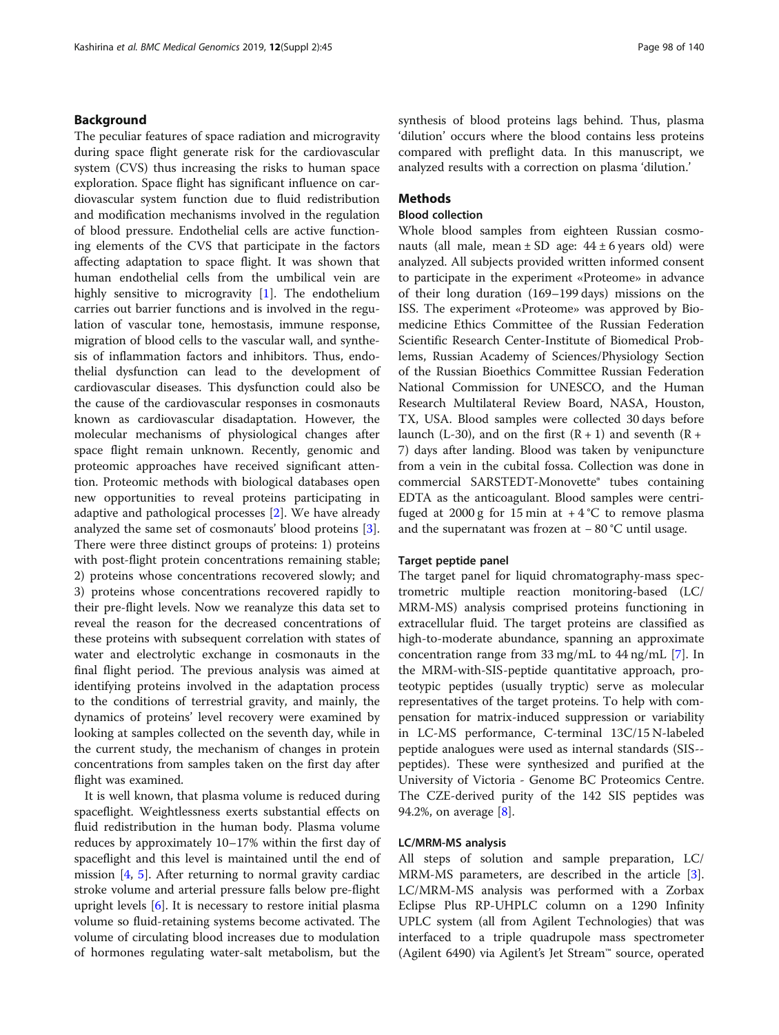## Background

The peculiar features of space radiation and microgravity during space flight generate risk for the cardiovascular system (CVS) thus increasing the risks to human space exploration. Space flight has significant influence on cardiovascular system function due to fluid redistribution and modification mechanisms involved in the regulation of blood pressure. Endothelial cells are active functioning elements of the CVS that participate in the factors affecting adaptation to space flight. It was shown that human endothelial cells from the umbilical vein are highly sensitive to microgravity [1]. The endothelium carries out barrier functions and is involved in the regulation of vascular tone, hemostasis, immune response, migration of blood cells to the vascular wall, and synthesis of inflammation factors and inhibitors. Thus, endothelial dysfunction can lead to the development of cardiovascular diseases. This dysfunction could also be the cause of the cardiovascular responses in cosmonauts known as cardiovascular disadaptation. However, the molecular mechanisms of physiological changes after space flight remain unknown. Recently, genomic and proteomic approaches have received significant attention. Proteomic methods with biological databases open new opportunities to reveal proteins participating in adaptive and pathological processes [2]. We have already analyzed the same set of cosmonauts' blood proteins [3]. There were three distinct groups of proteins: 1) proteins with post-flight protein concentrations remaining stable; 2) proteins whose concentrations recovered slowly; and 3) proteins whose concentrations recovered rapidly to their pre-flight levels. Now we reanalyze this data set to reveal the reason for the decreased concentrations of these proteins with subsequent correlation with states of water and electrolytic exchange in cosmonauts in the final flight period. The previous analysis was aimed at identifying proteins involved in the adaptation process to the conditions of terrestrial gravity, and mainly, the dynamics of proteins' level recovery were examined by looking at samples collected on the seventh day, while in the current study, the mechanism of changes in protein concentrations from samples taken on the first day after flight was examined.

It is well known, that plasma volume is reduced during spaceflight. Weightlessness exerts substantial effects on fluid redistribution in the human body. Plasma volume reduces by approximately 10–17% within the first day of spaceflight and this level is maintained until the end of mission [4, 5]. After returning to normal gravity cardiac stroke volume and arterial pressure falls below pre-flight upright levels [6]. It is necessary to restore initial plasma volume so fluid-retaining systems become activated. The volume of circulating blood increases due to modulation of hormones regulating water-salt metabolism, but the synthesis of blood proteins lags behind. Thus, plasma 'dilution' occurs where the blood contains less proteins compared with preflight data. In this manuscript, we analyzed results with a correction on plasma 'dilution.'

## Methods

### Blood collection

Whole blood samples from eighteen Russian cosmonauts (all male, mean ± SD age: 44 ± 6 years old) were analyzed. All subjects provided written informed consent to participate in the experiment «Proteome» in advance of their long duration (169–199 days) missions on the ISS. The experiment «Proteome» was approved by Biomedicine Ethics Committee of the Russian Federation Scientific Research Center-Institute of Biomedical Problems, Russian Academy of Sciences/Physiology Section of the Russian Bioethics Committee Russian Federation National Commission for UNESCO, and the Human Research Multilateral Review Board, NASA, Houston, TX, USA. Blood samples were collected 30 days before launch (L-30), and on the first (R + 1) and seventh (R + 7) days after landing. Blood was taken by venipuncture from a vein in the cubital fossa. Collection was done in commercial SARSTEDT-Monovette® tubes containing EDTA as the anticoagulant. Blood samples were centrifuged at 2000 g for 15 min at + 4 °C to remove plasma and the supernatant was frozen at − 80 °C until usage.

### Target peptide panel

The target panel for liquid chromatography-mass spectrometric multiple reaction monitoring-based (LC/MRM-MS) analysis comprised proteins functioning in extracellular fluid. The target proteins are classified as high-to-moderate abundance, spanning an approximate concentration range from 33 mg/mL to 44 ng/mL [7]. In the MRM-with-SIS-peptide quantitative approach, proteotypic peptides (usually tryptic) serve as molecular representatives of the target proteins. To help with compensation for matrix-induced suppression or variability in LC-MS performance, C-terminal 13C/15 N-labeled peptide analogues were used as internal standards (SIS--peptides). These were synthesized and purified at the University of Victoria - Genome BC Proteomics Centre. The CZE-derived purity of the 142 SIS peptides was 94.2%, on average [8].

### LC/MRM-MS analysis

All steps of solution and sample preparation, LC/MRM-MS parameters, are described in the article [3]. LC/MRM-MS analysis was performed with a Zorbax Eclipse Plus RP-UHPLC column on a 1290 Infinity UPLC system (all from Agilent Technologies) that was interfaced to a triple quadrupole mass spectrometer (Agilent 6490) via Agilent's Jet Stream™ source, operated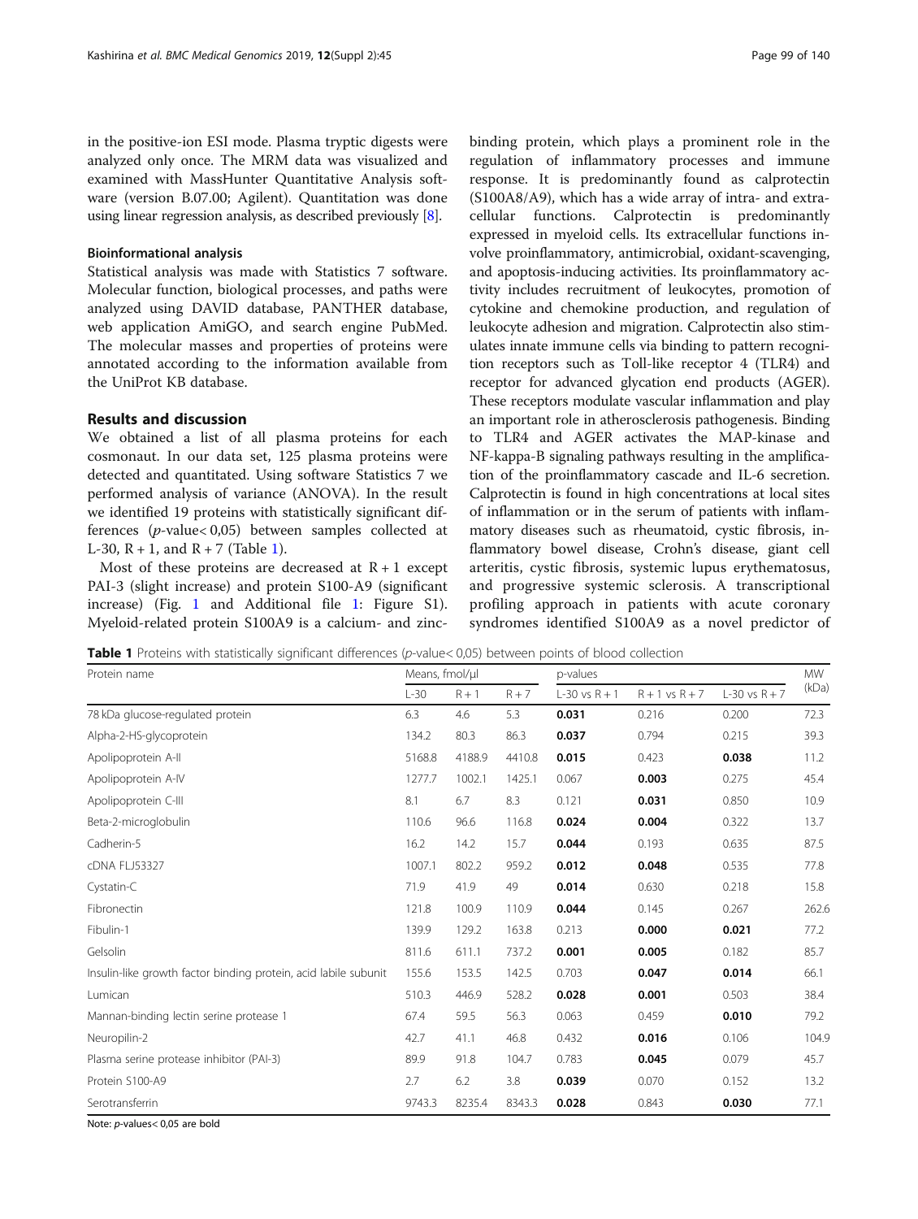in the positive-ion ESI mode. Plasma tryptic digests were analyzed only once. The MRM data was visualized and examined with MassHunter Quantitative Analysis software (version B.07.00; Agilent). Quantitation was done using linear regression analysis, as described previously [8].

### Bioinformational analysis

Statistical analysis was made with Statistics 7 software. Molecular function, biological processes, and paths were analyzed using DAVID database, PANTHER database, web application AmiGO, and search engine PubMed. The molecular masses and properties of proteins were annotated according to the information available from the UniProt KB database.

## Results and discussion

We obtained a list of all plasma proteins for each cosmonaut. In our data set, 125 plasma proteins were detected and quantitated. Using software Statistics 7 we performed analysis of variance (ANOVA). In the result we identified 19 proteins with statistically significant differences (*p*-value< 0,05) between samples collected at L-30, R + 1, and R + 7 (Table 1).

Most of these proteins are decreased at R + 1 except PAI-3 (slight increase) and protein S100-A9 (significant increase) (Fig. 1 and Additional file 1: Figure S1). Myeloid-related protein S100A9 is a calcium- and zinc-binding protein, which plays a prominent role in the regulation of inflammatory processes and immune response. It is predominantly found as calprotectin (S100A8/A9), which has a wide array of intra- and extracellular functions. Calprotectin is predominantly expressed in myeloid cells. Its extracellular functions involve proinflammatory, antimicrobial, oxidant-scavenging, and apoptosis-inducing activities. Its proinflammatory activity includes recruitment of leukocytes, promotion of cytokine and chemokine production, and regulation of leukocyte adhesion and migration. Calprotectin also stimulates innate immune cells via binding to pattern recognition receptors such as Toll-like receptor 4 (TLR4) and receptor for advanced glycation end products (AGER). These receptors modulate vascular inflammation and play an important role in atherosclerosis pathogenesis. Binding to TLR4 and AGER activates the MAP-kinase and NF-kappa-B signaling pathways resulting in the amplification of the proinflammatory cascade and IL-6 secretion. Calprotectin is found in high concentrations at local sites of inflammation or in the serum of patients with inflammatory diseases such as rheumatoid, cystic fibrosis, inflammatory bowel disease, Crohn's disease, giant cell arteritis, cystic fibrosis, systemic lupus erythematosus, and progressive systemic sclerosis. A transcriptional profiling approach in patients with acute coronary syndromes identified S100A9 as a novel predictor of

**Table 1** Proteins with statistically significant differences (*p*-value< 0,05) between points of blood collection

| Protein name | Means, fmol/μl | | | p-values | | | MW (kDa) |
|---|---|---|---|---|---|---|---|
| | L-30 | R + 1 | R + 7 | L-30 vs R + 1 | R + 1 vs R + 7 | L-30 vs R + 7 | |
| 78 kDa glucose-regulated protein | 6.3 | 4.6 | 5.3 | **0.031** | 0.216 | 0.200 | 72.3 |
| Alpha-2-HS-glycoprotein | 134.2 | 80.3 | 86.3 | **0.037** | 0.794 | 0.215 | 39.3 |
| Apolipoprotein A-II | 5168.8 | 4188.9 | 4410.8 | **0.015** | 0.423 | **0.038** | 11.2 |
| Apolipoprotein A-IV | 1277.7 | 1002.1 | 1425.1 | 0.067 | **0.003** | 0.275 | 45.4 |
| Apolipoprotein C-III | 8.1 | 6.7 | 8.3 | 0.121 | **0.031** | 0.850 | 10.9 |
| Beta-2-microglobulin | 110.6 | 96.6 | 116.8 | **0.024** | **0.004** | 0.322 | 13.7 |
| Cadherin-5 | 16.2 | 14.2 | 15.7 | **0.044** | 0.193 | 0.635 | 87.5 |
| cDNA FLJ53327 | 1007.1 | 802.2 | 959.2 | **0.012** | **0.048** | 0.535 | 77.8 |
| Cystatin-C | 71.9 | 41.9 | 49 | **0.014** | 0.630 | 0.218 | 15.8 |
| Fibronectin | 121.8 | 100.9 | 110.9 | **0.044** | 0.145 | 0.267 | 262.6 |
| Fibulin-1 | 139.9 | 129.2 | 163.8 | 0.213 | **0.000** | **0.021** | 77.2 |
| Gelsolin | 811.6 | 611.1 | 737.2 | **0.001** | **0.005** | 0.182 | 85.7 |
| Insulin-like growth factor binding protein, acid labile subunit | 155.6 | 153.5 | 142.5 | 0.703 | **0.047** | **0.014** | 66.1 |
| Lumican | 510.3 | 446.9 | 528.2 | **0.028** | **0.001** | 0.503 | 38.4 |
| Mannan-binding lectin serine protease 1 | 67.4 | 59.5 | 56.3 | 0.063 | 0.459 | **0.010** | 79.2 |
| Neuropilin-2 | 42.7 | 41.1 | 46.8 | 0.432 | **0.016** | 0.106 | 104.9 |
| Plasma serine protease inhibitor (PAI-3) | 89.9 | 91.8 | 104.7 | 0.783 | **0.045** | 0.079 | 45.7 |
| Protein S100-A9 | 2.7 | 6.2 | 3.8 | **0.039** | 0.070 | 0.152 | 13.2 |
| Serotransferrin | 9743.3 | 8235.4 | 8343.3 | **0.028** | 0.843 | **0.030** | 77.1 |

Note: *p*-values< 0,05 are bold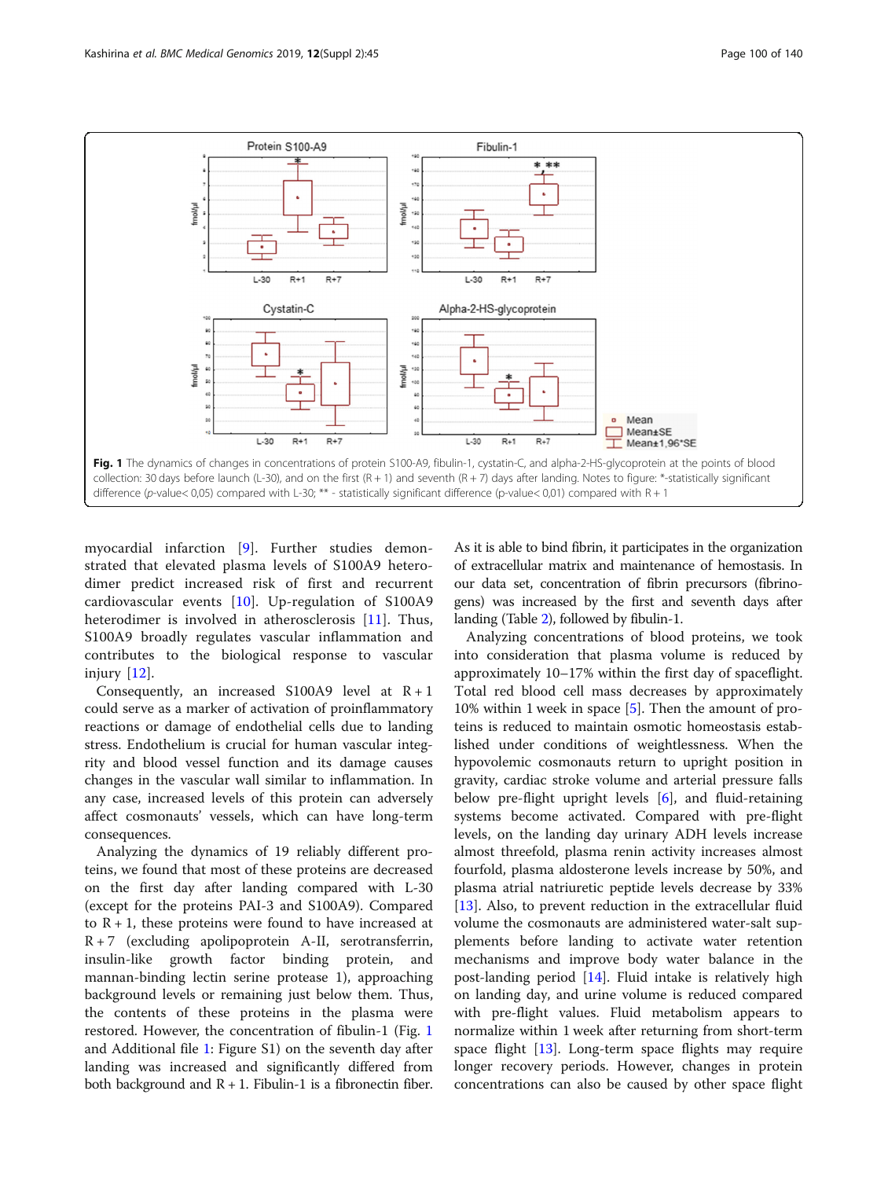**Fig. 1** The dynamics of changes in concentrations of protein S100-A9, fibulin-1, cystatin-C, and alpha-2-HS-glycoprotein at the points of blood collection: 30 days before launch (L-30), and on the first (R + 1) and seventh (R + 7) days after landing. Notes to figure: *-statistically significant difference (*p*-value< 0,05) compared with L-30; ** - statistically significant difference (p-value< 0,01) compared with R + 1

myocardial infarction [9]. Further studies demonstrated that elevated plasma levels of S100A9 heterodimer predict increased risk of first and recurrent cardiovascular events [10]. Up-regulation of S100A9 heterodimer is involved in atherosclerosis [11]. Thus, S100A9 broadly regulates vascular inflammation and contributes to the biological response to vascular injury [12].

Consequently, an increased S100A9 level at R + 1 could serve as a marker of activation of proinflammatory reactions or damage of endothelial cells due to landing stress. Endothelium is crucial for human vascular integrity and blood vessel function and its damage causes changes in the vascular wall similar to inflammation. In any case, increased levels of this protein can adversely affect cosmonauts' vessels, which can have long-term consequences.

Analyzing the dynamics of 19 reliably different proteins, we found that most of these proteins are decreased on the first day after landing compared with L-30 (except for the proteins PAI-3 and S100A9). Compared to R + 1, these proteins were found to have increased at R + 7 (excluding apolipoprotein A-II, serotransferrin, insulin-like growth factor binding protein, and mannan-binding lectin serine protease 1), approaching background levels or remaining just below them. Thus, the contents of these proteins in the plasma were restored. However, the concentration of fibulin-1 (Fig. 1 and Additional file 1: Figure S1) on the seventh day after landing was increased and significantly differed from both background and R + 1. Fibulin-1 is a fibronectin fiber. As it is able to bind fibrin, it participates in the organization of extracellular matrix and maintenance of hemostasis. In our data set, concentration of fibrin precursors (fibrinogens) was increased by the first and seventh days after landing (Table 2), followed by fibulin-1.

Analyzing concentrations of blood proteins, we took into consideration that plasma volume is reduced by approximately 10–17% within the first day of spaceflight. Total red blood cell mass decreases by approximately 10% within 1 week in space [5]. Then the amount of proteins is reduced to maintain osmotic homeostasis established under conditions of weightlessness. When the hypovolemic cosmonauts return to upright position in gravity, cardiac stroke volume and arterial pressure falls below pre-flight upright levels [6], and fluid-retaining systems become activated. Compared with pre-flight levels, on the landing day urinary ADH levels increase almost threefold, plasma renin activity increases almost fourfold, plasma aldosterone levels increase by 50%, and plasma atrial natriuretic peptide levels decrease by 33% [13]. Also, to prevent reduction in the extracellular fluid volume the cosmonauts are administered water-salt supplements before landing to activate water retention mechanisms and improve body water balance in the post-landing period [14]. Fluid intake is relatively high on landing day, and urine volume is reduced compared with pre-flight values. Fluid metabolism appears to normalize within 1 week after returning from short-term space flight [13]. Long-term space flights may require longer recovery periods. However, changes in protein concentrations can also be caused by other space flight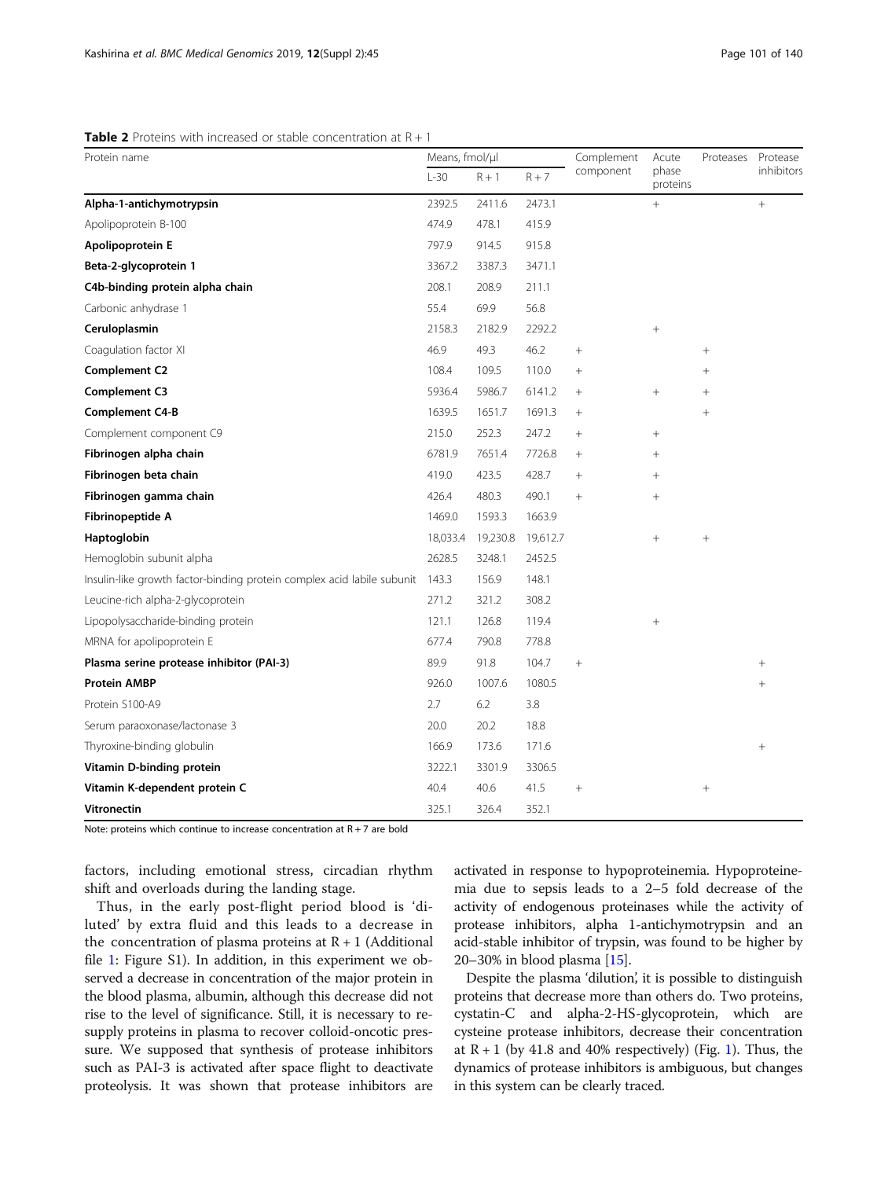**Table 2** Proteins with increased or stable concentration at R + 1

| Protein name | Means, fmol/μl | | | Complement component | Acute phase proteins | Proteases | Protease inhibitors |
|---|---|---|---|---|---|---|---|
| | L-30 | R + 1 | R + 7 | | | | |
| **Alpha-1-antichymotrypsin** | 2392.5 | 2411.6 | 2473.1 | | + | | + |
| Apolipoprotein B-100 | 474.9 | 478.1 | 415.9 | | | | |
| **Apolipoprotein E** | 797.9 | 914.5 | 915.8 | | | | |
| **Beta-2-glycoprotein 1** | 3367.2 | 3387.3 | 3471.1 | | | | |
| **C4b-binding protein alpha chain** | 208.1 | 208.9 | 211.1 | | | | |
| Carbonic anhydrase 1 | 55.4 | 69.9 | 56.8 | | | | |
| **Ceruloplasmin** | 2158.3 | 2182.9 | 2292.2 | | + | | |
| Coagulation factor XI | 46.9 | 49.3 | 46.2 | + | | + | |
| **Complement C2** | 108.4 | 109.5 | 110.0 | + | | + | |
| **Complement C3** | 5936.4 | 5986.7 | 6141.2 | + | + | + | |
| **Complement C4-B** | 1639.5 | 1651.7 | 1691.3 | + | | + | |
| Complement component C9 | 215.0 | 252.3 | 247.2 | + | + | | |
| **Fibrinogen alpha chain** | 6781.9 | 7651.4 | 7726.8 | + | + | | |
| **Fibrinogen beta chain** | 419.0 | 423.5 | 428.7 | + | + | | |
| **Fibrinogen gamma chain** | 426.4 | 480.3 | 490.1 | + | + | | |
| **Fibrinopeptide A** | 1469.0 | 1593.3 | 1663.9 | | | | |
| **Haptoglobin** | 18,033.4 | 19,230.8 | 19,612.7 | | + | + | |
| Hemoglobin subunit alpha | 2628.5 | 3248.1 | 2452.5 | | | | |
| Insulin-like growth factor-binding protein complex acid labile subunit | 143.3 | 156.9 | 148.1 | | | | |
| Leucine-rich alpha-2-glycoprotein | 271.2 | 321.2 | 308.2 | | | | |
| Lipopolysaccharide-binding protein | 121.1 | 126.8 | 119.4 | | + | | |
| MRNA for apolipoprotein E | 677.4 | 790.8 | 778.8 | | | | |
| **Plasma serine protease inhibitor (PAI-3)** | 89.9 | 91.8 | 104.7 | + | | | + |
| **Protein AMBP** | 926.0 | 1007.6 | 1080.5 | | | | + |
| Protein S100-A9 | 2.7 | 6.2 | 3.8 | | | | |
| Serum paraoxonase/lactonase 3 | 20.0 | 20.2 | 18.8 | | | | |
| Thyroxine-binding globulin | 166.9 | 173.6 | 171.6 | | | | + |
| **Vitamin D-binding protein** | 3222.1 | 3301.9 | 3306.5 | | | | |
| **Vitamin K-dependent protein C** | 40.4 | 40.6 | 41.5 | + | | + | |
| **Vitronectin** | 325.1 | 326.4 | 352.1 | | | | |

Note: proteins which continue to increase concentration at R + 7 are bold

factors, including emotional stress, circadian rhythm shift and overloads during the landing stage.

Thus, in the early post-flight period blood is 'diluted' by extra fluid and this leads to a decrease in the concentration of plasma proteins at R + 1 (Additional file 1: Figure S1). In addition, in this experiment we observed a decrease in concentration of the major protein in the blood plasma, albumin, although this decrease did not rise to the level of significance. Still, it is necessary to resupply proteins in plasma to recover colloid-oncotic pressure. We supposed that synthesis of protease inhibitors such as PAI-3 is activated after space flight to deactivate proteolysis. It was shown that protease inhibitors are activated in response to hypoproteinemia. Hypoproteinemia due to sepsis leads to a 2–5 fold decrease of the activity of endogenous proteinases while the activity of protease inhibitors, alpha 1-antichymotrypsin and an acid-stable inhibitor of trypsin, was found to be higher by 20–30% in blood plasma [15].

Despite the plasma 'dilution', it is possible to distinguish proteins that decrease more than others do. Two proteins, cystatin-C and alpha-2-HS-glycoprotein, which are cysteine protease inhibitors, decrease their concentration at R + 1 (by 41.8 and 40% respectively) (Fig. 1). Thus, the dynamics of protease inhibitors is ambiguous, but changes in this system can be clearly traced.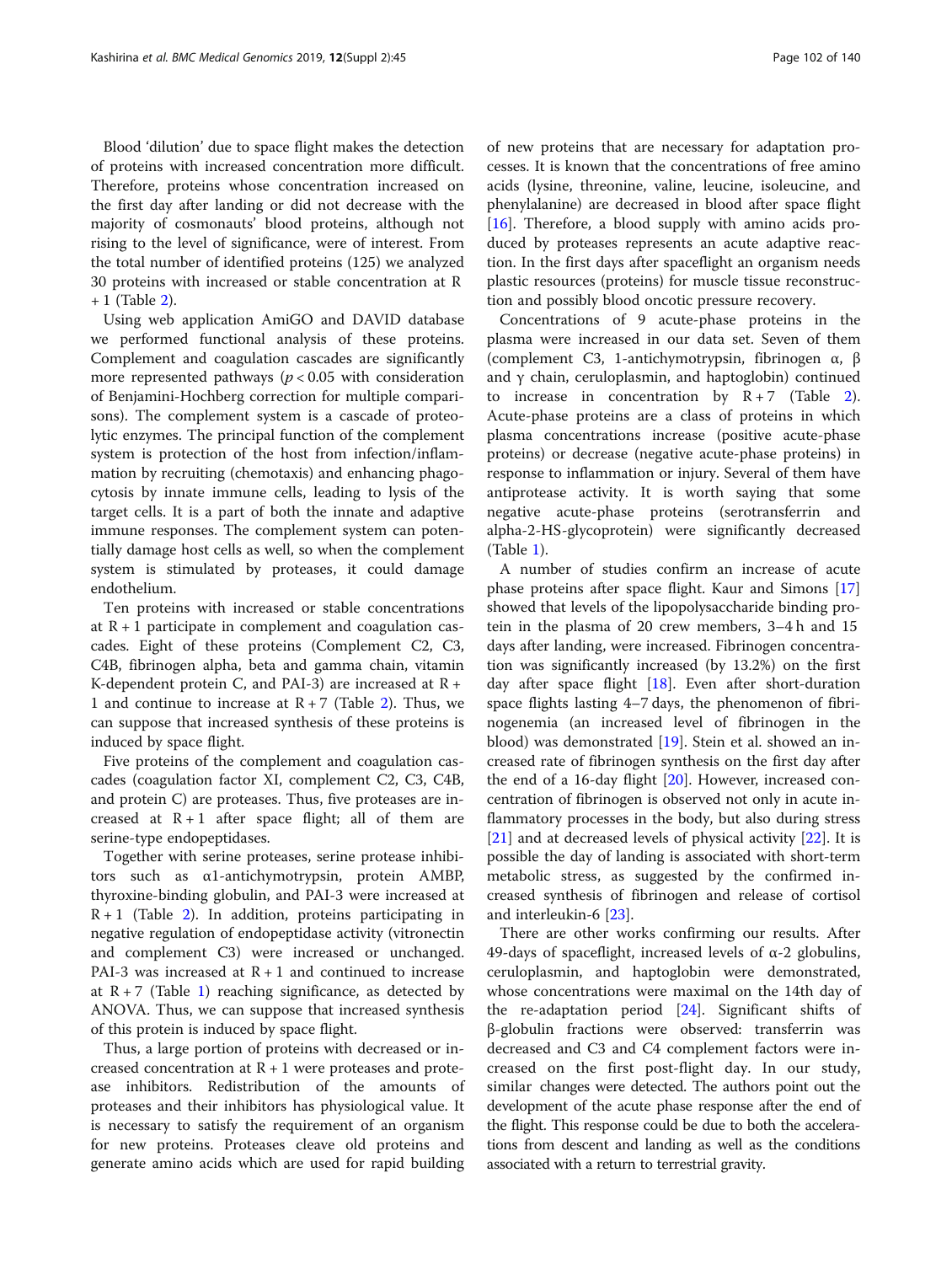Blood 'dilution' due to space flight makes the detection of proteins with increased concentration more difficult. Therefore, proteins whose concentration increased on the first day after landing or did not decrease with the majority of cosmonauts' blood proteins, although not rising to the level of significance, were of interest. From the total number of identified proteins (125) we analyzed 30 proteins with increased or stable concentration at R + 1 (Table 2).

Using web application AmiGO and DAVID database we performed functional analysis of these proteins. Complement and coagulation cascades are significantly more represented pathways ($p < 0.05$ with consideration of Benjamini-Hochberg correction for multiple comparisons). The complement system is a cascade of proteolytic enzymes. The principal function of the complement system is protection of the host from infection/inflammation by recruiting (chemotaxis) and enhancing phagocytosis by innate immune cells, leading to lysis of the target cells. It is a part of both the innate and adaptive immune responses. The complement system can potentially damage host cells as well, so when the complement system is stimulated by proteases, it could damage endothelium.

Ten proteins with increased or stable concentrations at R + 1 participate in complement and coagulation cascades. Eight of these proteins (Complement C2, C3, C4B, fibrinogen alpha, beta and gamma chain, vitamin K-dependent protein C, and PAI-3) are increased at R + 1 and continue to increase at R + 7 (Table 2). Thus, we can suppose that increased synthesis of these proteins is induced by space flight.

Five proteins of the complement and coagulation cascades (coagulation factor XI, complement C2, C3, C4B, and protein C) are proteases. Thus, five proteases are increased at R + 1 after space flight; all of them are serine-type endopeptidases.

Together with serine proteases, serine protease inhibitors such as α1-antichymotrypsin, protein AMBP, thyroxine-binding globulin, and PAI-3 were increased at R + 1 (Table 2). In addition, proteins participating in negative regulation of endopeptidase activity (vitronectin and complement C3) were increased or unchanged. PAI-3 was increased at R + 1 and continued to increase at R + 7 (Table 1) reaching significance, as detected by ANOVA. Thus, we can suppose that increased synthesis of this protein is induced by space flight.

Thus, a large portion of proteins with decreased or increased concentration at R + 1 were proteases and protease inhibitors. Redistribution of the amounts of proteases and their inhibitors has physiological value. It is necessary to satisfy the requirement of an organism for new proteins. Proteases cleave old proteins and generate amino acids which are used for rapid building of new proteins that are necessary for adaptation processes. It is known that the concentrations of free amino acids (lysine, threonine, valine, leucine, isoleucine, and phenylalanine) are decreased in blood after space flight [16]. Therefore, a blood supply with amino acids produced by proteases represents an acute adaptive reaction. In the first days after spaceflight an organism needs plastic resources (proteins) for muscle tissue reconstruction and possibly blood oncotic pressure recovery.

Concentrations of 9 acute-phase proteins in the plasma were increased in our data set. Seven of them (complement C3, 1-antichymotrypsin, fibrinogen α, β and γ chain, ceruloplasmin, and haptoglobin) continued to increase in concentration by R + 7 (Table 2). Acute-phase proteins are a class of proteins in which plasma concentrations increase (positive acute-phase proteins) or decrease (negative acute-phase proteins) in response to inflammation or injury. Several of them have antiprotease activity. It is worth saying that some negative acute-phase proteins (serotransferrin and alpha-2-HS-glycoprotein) were significantly decreased (Table 1).

A number of studies confirm an increase of acute phase proteins after space flight. Kaur and Simons [17] showed that levels of the lipopolysaccharide binding protein in the plasma of 20 crew members, 3–4 h and 15 days after landing, were increased. Fibrinogen concentration was significantly increased (by 13.2%) on the first day after space flight [18]. Even after short-duration space flights lasting 4–7 days, the phenomenon of fibrinogenemia (an increased level of fibrinogen in the blood) was demonstrated [19]. Stein et al. showed an increased rate of fibrinogen synthesis on the first day after the end of a 16-day flight [20]. However, increased concentration of fibrinogen is observed not only in acute inflammatory processes in the body, but also during stress [21] and at decreased levels of physical activity [22]. It is possible the day of landing is associated with short-term metabolic stress, as suggested by the confirmed increased synthesis of fibrinogen and release of cortisol and interleukin-6 [23].

There are other works confirming our results. After 49-days of spaceflight, increased levels of α-2 globulins, ceruloplasmin, and haptoglobin were demonstrated, whose concentrations were maximal on the 14th day of the re-adaptation period [24]. Significant shifts of β-globulin fractions were observed: transferrin was decreased and C3 and C4 complement factors were increased on the first post-flight day. In our study, similar changes were detected. The authors point out the development of the acute phase response after the end of the flight. This response could be due to both the accelerations from descent and landing as well as the conditions associated with a return to terrestrial gravity.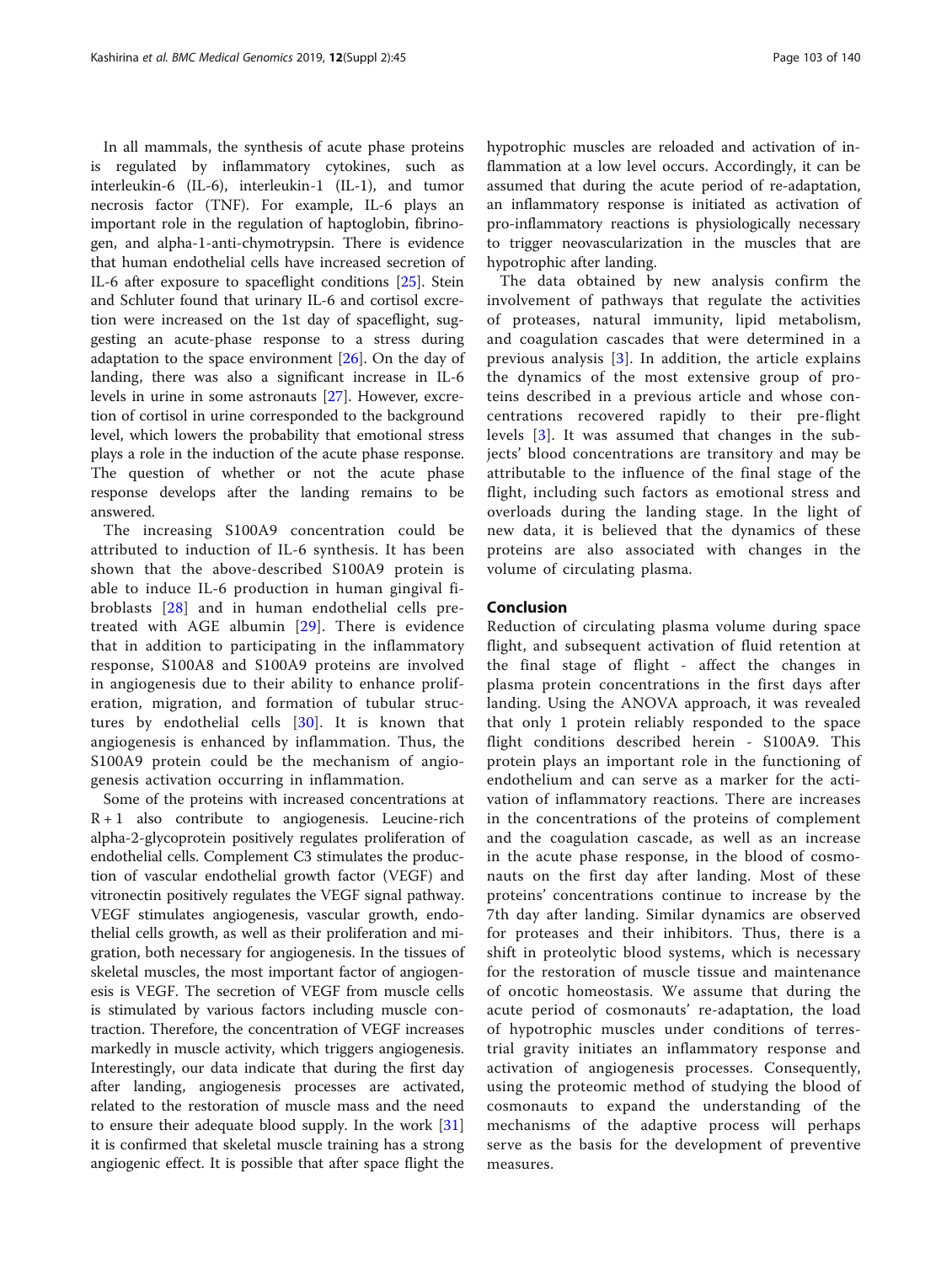In all mammals, the synthesis of acute phase proteins is regulated by inflammatory cytokines, such as interleukin-6 (IL-6), interleukin-1 (IL-1), and tumor necrosis factor (TNF). For example, IL-6 plays an important role in the regulation of haptoglobin, fibrinogen, and alpha-1-anti-chymotrypsin. There is evidence that human endothelial cells have increased secretion of IL-6 after exposure to spaceflight conditions [25]. Stein and Schluter found that urinary IL-6 and cortisol excretion were increased on the 1st day of spaceflight, suggesting an acute-phase response to a stress during adaptation to the space environment [26]. On the day of landing, there was also a significant increase in IL-6 levels in urine in some astronauts [27]. However, excretion of cortisol in urine corresponded to the background level, which lowers the probability that emotional stress plays a role in the induction of the acute phase response. The question of whether or not the acute phase response develops after the landing remains to be answered.

The increasing S100A9 concentration could be attributed to induction of IL-6 synthesis. It has been shown that the above-described S100A9 protein is able to induce IL-6 production in human gingival fibroblasts [28] and in human endothelial cells pretreated with AGE albumin [29]. There is evidence that in addition to participating in the inflammatory response, S100A8 and S100A9 proteins are involved in angiogenesis due to their ability to enhance proliferation, migration, and formation of tubular structures by endothelial cells [30]. It is known that angiogenesis is enhanced by inflammation. Thus, the S100A9 protein could be the mechanism of angiogenesis activation occurring in inflammation.

Some of the proteins with increased concentrations at R + 1 also contribute to angiogenesis. Leucine-rich alpha-2-glycoprotein positively regulates proliferation of endothelial cells. Complement C3 stimulates the production of vascular endothelial growth factor (VEGF) and vitronectin positively regulates the VEGF signal pathway. VEGF stimulates angiogenesis, vascular growth, endothelial cells growth, as well as their proliferation and migration, both necessary for angiogenesis. In the tissues of skeletal muscles, the most important factor of angiogenesis is VEGF. The secretion of VEGF from muscle cells is stimulated by various factors including muscle contraction. Therefore, the concentration of VEGF increases markedly in muscle activity, which triggers angiogenesis. Interestingly, our data indicate that during the first day after landing, angiogenesis processes are activated, related to the restoration of muscle mass and the need to ensure their adequate blood supply. In the work [31] it is confirmed that skeletal muscle training has a strong angiogenic effect. It is possible that after space flight the hypotrophic muscles are reloaded and activation of inflammation at a low level occurs. Accordingly, it can be assumed that during the acute period of re-adaptation, an inflammatory response is initiated as activation of pro-inflammatory reactions is physiologically necessary to trigger neovascularization in the muscles that are hypotrophic after landing.

The data obtained by new analysis confirm the involvement of pathways that regulate the activities of proteases, natural immunity, lipid metabolism, and coagulation cascades that were determined in a previous analysis [3]. In addition, the article explains the dynamics of the most extensive group of proteins described in a previous article and whose concentrations recovered rapidly to their pre-flight levels [3]. It was assumed that changes in the subjects' blood concentrations are transitory and may be attributable to the influence of the final stage of the flight, including such factors as emotional stress and overloads during the landing stage. In the light of new data, it is believed that the dynamics of these proteins are also associated with changes in the volume of circulating plasma.

## Conclusion

Reduction of circulating plasma volume during space flight, and subsequent activation of fluid retention at the final stage of flight - affect the changes in plasma protein concentrations in the first days after landing. Using the ANOVA approach, it was revealed that only 1 protein reliably responded to the space flight conditions described herein - S100A9. This protein plays an important role in the functioning of endothelium and can serve as a marker for the activation of inflammatory reactions. There are increases in the concentrations of the proteins of complement and the coagulation cascade, as well as an increase in the acute phase response, in the blood of cosmonauts on the first day after landing. Most of these proteins' concentrations continue to increase by the 7th day after landing. Similar dynamics are observed for proteases and their inhibitors. Thus, there is a shift in proteolytic blood systems, which is necessary for the restoration of muscle tissue and maintenance of oncotic homeostasis. We assume that during the acute period of cosmonauts' re-adaptation, the load of hypotrophic muscles under conditions of terrestrial gravity initiates an inflammatory response and activation of angiogenesis processes. Consequently, using the proteomic method of studying the blood of cosmonauts to expand the understanding of the mechanisms of the adaptive process will perhaps serve as the basis for the development of preventive measures.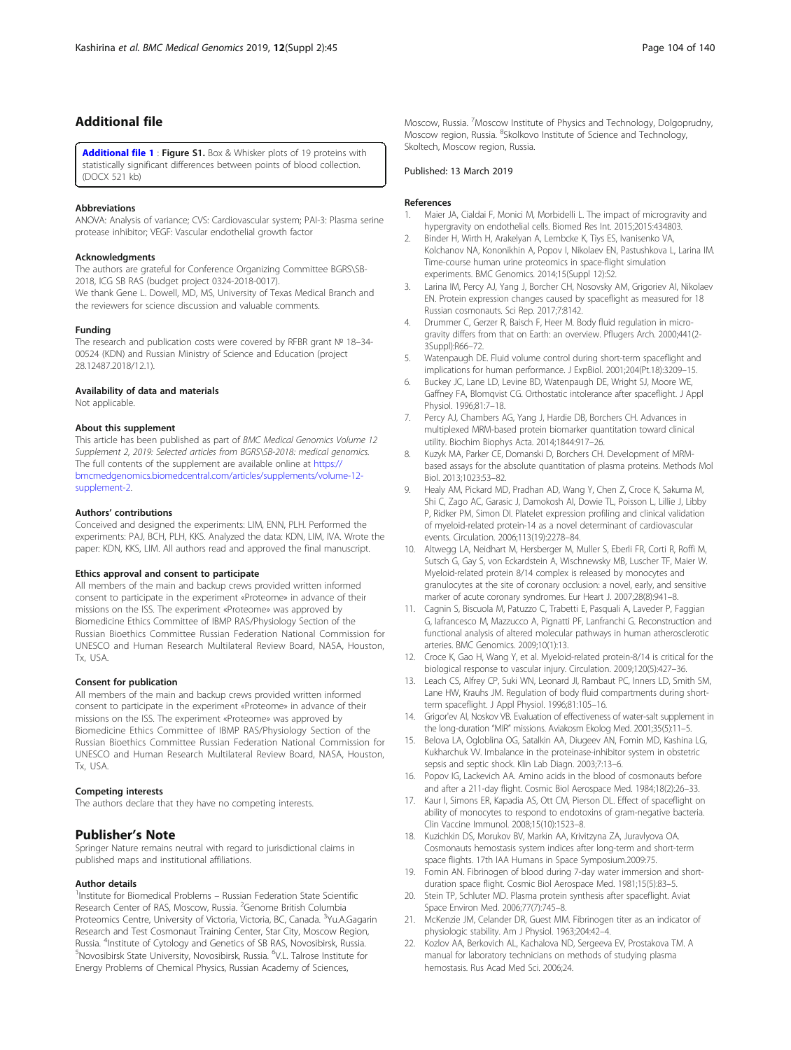## Additional file

**Additional file 1** : **Figure S1.** Box & Whisker plots of 19 proteins with statistically significant differences between points of blood collection. (DOCX 521 kb)

### Abbreviations

ANOVA: Analysis of variance; CVS: Cardiovascular system; PAI-3: Plasma serine protease inhibitor; VEGF: Vascular endothelial growth factor

### Acknowledgments

The authors are grateful for Conference Organizing Committee BGRS\SB-2018, ICG SB RAS (budget project 0324-2018-0017).
We thank Gene L. Dowell, MD, MS, University of Texas Medical Branch and the reviewers for science discussion and valuable comments.

### Funding

The research and publication costs were covered by RFBR grant № 18–34-00524 (KDN) and Russian Ministry of Science and Education (project 28.12487.2018/12.1).

### Availability of data and materials

Not applicable.

### About this supplement

This article has been published as part of *BMC Medical Genomics Volume 12 Supplement 2, 2019: Selected articles from BGRS\SB-2018: medical genomics.* The full contents of the supplement are available online at https://bmcmedgenomics.biomedcentral.com/articles/supplements/volume-12-supplement-2.

### Authors' contributions

Conceived and designed the experiments: LIM, ENN, PLH. Performed the experiments: PAJ, BCH, PLH, KKS. Analyzed the data: KDN, LIM, IVA. Wrote the paper: KDN, KKS, LIM. All authors read and approved the final manuscript.

### Ethics approval and consent to participate

All members of the main and backup crews provided written informed consent to participate in the experiment «Proteome» in advance of their missions on the ISS. The experiment «Proteome» was approved by Biomedicine Ethics Committee of IBMP RAS/Physiology Section of the Russian Bioethics Committee Russian Federation National Commission for UNESCO and Human Research Multilateral Review Board, NASA, Houston, Tx, USA.

### Consent for publication

All members of the main and backup crews provided written informed consent to participate in the experiment «Proteome» in advance of their missions on the ISS. The experiment «Proteome» was approved by Biomedicine Ethics Committee of IBMP RAS/Physiology Section of the Russian Bioethics Committee Russian Federation National Commission for UNESCO and Human Research Multilateral Review Board, NASA, Houston, Tx, USA.

### Competing interests

The authors declare that they have no competing interests.

## Publisher's Note

Springer Nature remains neutral with regard to jurisdictional claims in published maps and institutional affiliations.

### Author details

[1]Institute for Biomedical Problems – Russian Federation State Scientific Research Center of RAS, Moscow, Russia. [2]Genome British Columbia Proteomics Centre, University of Victoria, Victoria, BC, Canada. [3]Yu.A.Gagarin Research and Test Cosmonaut Training Center, Star City, Moscow Region, Russia. [4]Institute of Cytology and Genetics of SB RAS, Novosibirsk, Russia. [5]Novosibirsk State University, Novosibirsk, Russia. [6]V.L. Talrose Institute for Energy Problems of Chemical Physics, Russian Academy of Sciences, Moscow, Russia. [7]Moscow Institute of Physics and Technology, Dolgoprudny, Moscow region, Russia. [8]Skolkovo Institute of Science and Technology, Skoltech, Moscow region, Russia.

Published: 13 March 2019

### References

1. Maier JA, Cialdai F, Monici M, Morbidelli L. The impact of microgravity and hypergravity on endothelial cells. Biomed Res Int. 2015;2015:434803.
2. Binder H, Wirth H, Arakelyan A, Lembcke K, Tiys ES, Ivanisenko VA, Kolchanov NA, Kononikhin A, Popov I, Nikolaev EN, Pastushkova L, Larina IM. Time-course human urine proteomics in space-flight simulation experiments. BMC Genomics. 2014;15(Suppl 12):S2.
3. Larina IM, Percy AJ, Yang J, Borcher CH, Nosovsky AM, Grigoriev AI, Nikolaev EN. Protein expression changes caused by spaceflight as measured for 18 Russian cosmonauts. Sci Rep. 2017;7:8142.
4. Drummer C, Gerzer R, Baisch F, Heer M. Body fluid regulation in micro-gravity differs from that on Earth: an overview. Pflugers Arch. 2000;441(2-3Suppl):R66–72.
5. Watenpaugh DE. Fluid volume control during short-term spaceflight and implications for human performance. J ExpBiol. 2001;204(Pt.18):3209–15.
6. Buckey JC, Lane LD, Levine BD, Watenpaugh DE, Wright SJ, Moore WE, Gaffney FA, Blomqvist CG. Orthostatic intolerance after spaceflight. J Appl Physiol. 1996;81:7–18.
7. Percy AJ, Chambers AG, Yang J, Hardie DB, Borchers CH. Advances in multiplexed MRM-based protein biomarker quantitation toward clinical utility. Biochim Biophys Acta. 2014;1844:917–26.
8. Kuzyk MA, Parker CE, Domanski D, Borchers CH. Development of MRM-based assays for the absolute quantitation of plasma proteins. Methods Mol Biol. 2013;1023:53–82.
9. Healy AM, Pickard MD, Pradhan AD, Wang Y, Chen Z, Croce K, Sakuma M, Shi C, Zago AC, Garasic J, Damokosh AI, Dowie TL, Poisson L, Lillie J, Libby P, Ridker PM, Simon DI. Platelet expression profiling and clinical validation of myeloid-related protein-14 as a novel determinant of cardiovascular events. Circulation. 2006;113(19):2278–84.
10. Altwegg LA, Neidhart M, Hersberger M, Muller S, Eberli FR, Corti R, Roffi M, Sutsch G, Gay S, von Eckardstein A, Wischnewsky MB, Luscher TF, Maier W. Myeloid-related protein 8/14 complex is released by monocytes and granulocytes at the site of coronary occlusion: a novel, early, and sensitive marker of acute coronary syndromes. Eur Heart J. 2007;28(8):941–8.
11. Cagnin S, Biscuola M, Patuzzo C, Trabetti E, Pasquali A, Laveder P, Faggian G, Iafrancesco M, Mazzucco A, Pignatti PF, Lanfranchi G. Reconstruction and functional analysis of altered molecular pathways in human atherosclerotic arteries. BMC Genomics. 2009;10(1):13.
12. Croce K, Gao H, Wang Y, et al. Myeloid-related protein-8/14 is critical for the biological response to vascular injury. Circulation. 2009;120(5):427–36.
13. Leach CS, Alfrey CP, Suki WN, Leonard JI, Rambaut PC, Inners LD, Smith SM, Lane HW, Krauhs JM. Regulation of body fluid compartments during short-term spaceflight. J Appl Physiol. 1996;81:105–16.
14. Grigor'ev AI, Noskov VB. Evaluation of effectiveness of water-salt supplement in the long-duration "MIR" missions. Aviakosm Ekolog Med. 2001;35(5):11–5.
15. Belova LA, Ogloblina OG, Satalkin AA, Diugeev AN, Fomin MD, Kashina LG, Kukharchuk VV. Imbalance in the proteinase-inhibitor system in obstetric sepsis and septic shock. Klin Lab Diagn. 2003;7:13–6.
16. Popov IG, Lackevich AA. Amino acids in the blood of cosmonauts before and after a 211-day flight. Cosmic Biol Aerospace Med. 1984;18(2):26–33.
17. Kaur I, Simons ER, Kapadia AS, Ott CM, Pierson DL. Effect of spaceflight on ability of monocytes to respond to endotoxins of gram-negative bacteria. Clin Vaccine Immunol. 2008;15(10):1523–8.
18. Kuzichkin DS, Morukov BV, Markin AA, Krivitzyna ZA, Juravlyova OA. Cosmonauts hemostasis system indices after long-term and short-term space flights. 17th IAA Humans in Space Symposium.2009:75.
19. Fomin AN. Fibrinogen of blood during 7-day water immersion and short-duration space flight. Cosmic Biol Aerospace Med. 1981;15(5):83–5.
20. Stein TP, Schluter MD. Plasma protein synthesis after spaceflight. Aviat Space Environ Med. 2006;77(7):745–8.
21. McKenzie JM, Celander DR, Guest MM. Fibrinogen titer as an indicator of physiologic stability. Am J Physiol. 1963;204:42–4.
22. Kozlov AA, Berkovich AL, Kachalova ND, Sergeeva EV, Prostakova TM. A manual for laboratory technicians on methods of studying plasma hemostasis. Rus Acad Med Sci. 2006;24.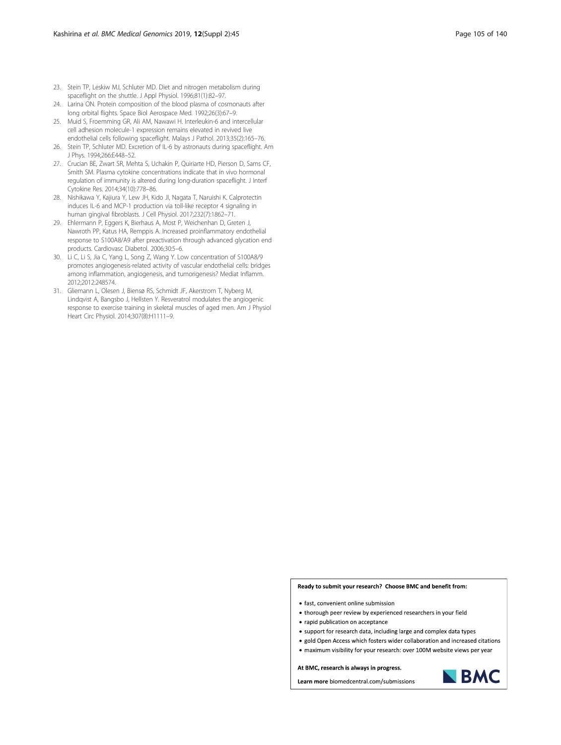23. Stein TP, Leskiw MJ, Schluter MD. Diet and nitrogen metabolism during spaceflight on the shuttle. J Appl Physiol. 1996;81(1):82–97.
24. Larina ON. Protein composition of the blood plasma of cosmonauts after long orbital flights. Space Biol Aerospace Med. 1992;26(3):67–9.
25. Muid S, Froemming GR, Ali AM, Nawawi H. Interleukin-6 and intercellular cell adhesion molecule-1 expression remains elevated in revived live endothelial cells following spaceflight. Malays J Pathol. 2013;35(2):165–76.
26. Stein TP, Schluter MD. Excretion of IL-6 by astronauts during spaceflight. Am J Phys. 1994;266:E448–52.
27. Crucian BE, Zwart SR, Mehta S, Uchakin P, Quiriarte HD, Pierson D, Sams CF, Smith SM. Plasma cytokine concentrations indicate that in vivo hormonal regulation of immunity is altered during long-duration spaceflight. J Interf Cytokine Res. 2014;34(10):778–86.
28. Nishikawa Y, Kajiura Y, Lew JH, Kido JI, Nagata T, Naruishi K. Calprotectin induces IL-6 and MCP-1 production via toll-like receptor 4 signaling in human gingival fibroblasts. J Cell Physiol. 2017;232(7):1862–71.
29. Ehlermann P, Eggers K, Bierhaus A, Most P, Weichenhan D, Greten J, Nawroth PP, Katus HA, Remppis A. Increased proinflammatory endothelial response to S100A8/A9 after preactivation through advanced glycation end products. Cardiovasc Diabetol. 2006;30:5–6.
30. Li C, Li S, Jia C, Yang L, Song Z, Wang Y. Low concentration of S100A8/9 promotes angiogenesis-related activity of vascular endothelial cells: bridges among inflammation, angiogenesis, and tumorigenesis? Mediat Inflamm. 2012;2012:248574.
31. Gliemann L, Olesen J, Biensø RS, Schmidt JF, Akerstrom T, Nyberg M, Lindqvist A, Bangsbo J, Hellsten Y. Resveratrol modulates the angiogenic response to exercise training in skeletal muscles of aged men. Am J Physiol Heart Circ Physiol. 2014;307(8):H1111–9.

**Ready to submit your research? Choose BMC and benefit from:**

- fast, convenient online submission
- thorough peer review by experienced researchers in your field
- rapid publication on acceptance
- support for research data, including large and complex data types
- gold Open Access which fosters wider collaboration and increased citations
- maximum visibility for your research: over 100M website views per year

**At BMC, research is always in progress.**

**Learn more** biomedcentral.com/submissions

BMC